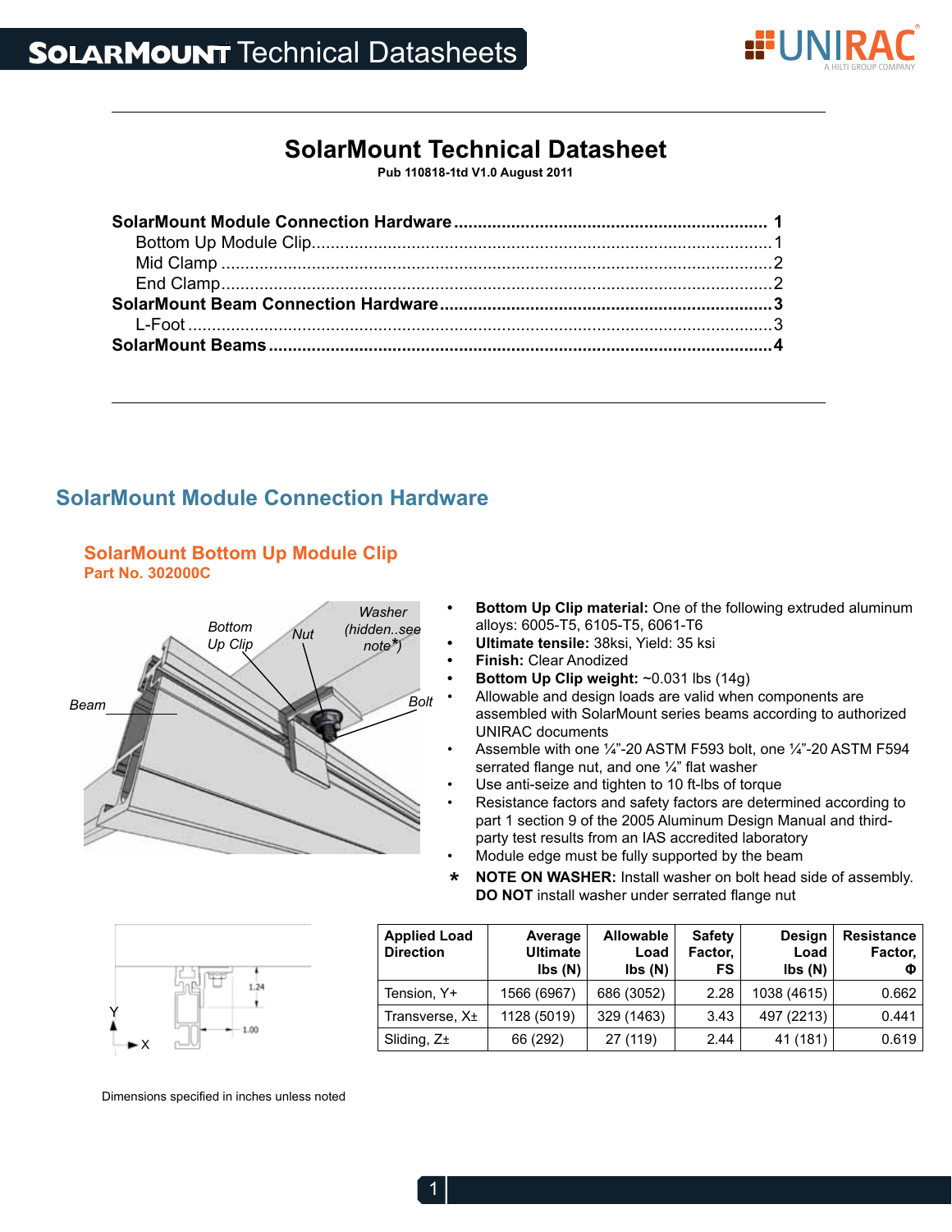# SolarMount Technical Datasheet

**Pub 110818-1td V1.0 August 2011**

**SolarMount Module Connection Hardware** .......... **1**
- Bottom Up Module Clip .......... 1
- Mid Clamp .......... 2
- End Clamp .......... 2

**SolarMount Beam Connection Hardware** .......... **3**
- L-Foot .......... 3

**SolarMount Beams** .......... **4**

## SolarMount Module Connection Hardware

### SolarMount Bottom Up Module Clip

**Part No. 302000C**

- **Bottom Up Clip material:** One of the following extruded aluminum alloys: 6005-T5, 6105-T5, 6061-T6
- **Ultimate tensile:** 38ksi, Yield: 35 ksi
- **Finish:** Clear Anodized
- **Bottom Up Clip weight:** ~0.031 lbs (14g)
- Allowable and design loads are valid when components are assembled with SolarMount series beams according to authorized UNIRAC documents
- Assemble with one ¼"-20 ASTM F593 bolt, one ¼"-20 ASTM F594 serrated flange nut, and one ¼" flat washer
- Use anti-seize and tighten to 10 ft-lbs of torque
- Resistance factors and safety factors are determined according to part 1 section 9 of the 2005 Aluminum Design Manual and third-party test results from an IAS accredited laboratory
- Module edge must be fully supported by the beam

\* **NOTE ON WASHER:** Install washer on bolt head side of assembly. **DO NOT** install washer under serrated flange nut

| Applied Load Direction | Average Ultimate lbs (N) | Allowable Load lbs (N) | Safety Factor, FS | Design Load lbs (N) | Resistance Factor, Φ |
|---|---|---|---|---|---|
| Tension, Y+ | 1566 (6967) | 686 (3052) | 2.28 | 1038 (4615) | 0.662 |
| Transverse, X± | 1128 (5019) | 329 (1463) | 3.43 | 497 (2213) | 0.441 |
| Sliding, Z± | 66 (292) | 27 (119) | 2.44 | 41 (181) | 0.619 |

Dimensions specified in inches unless noted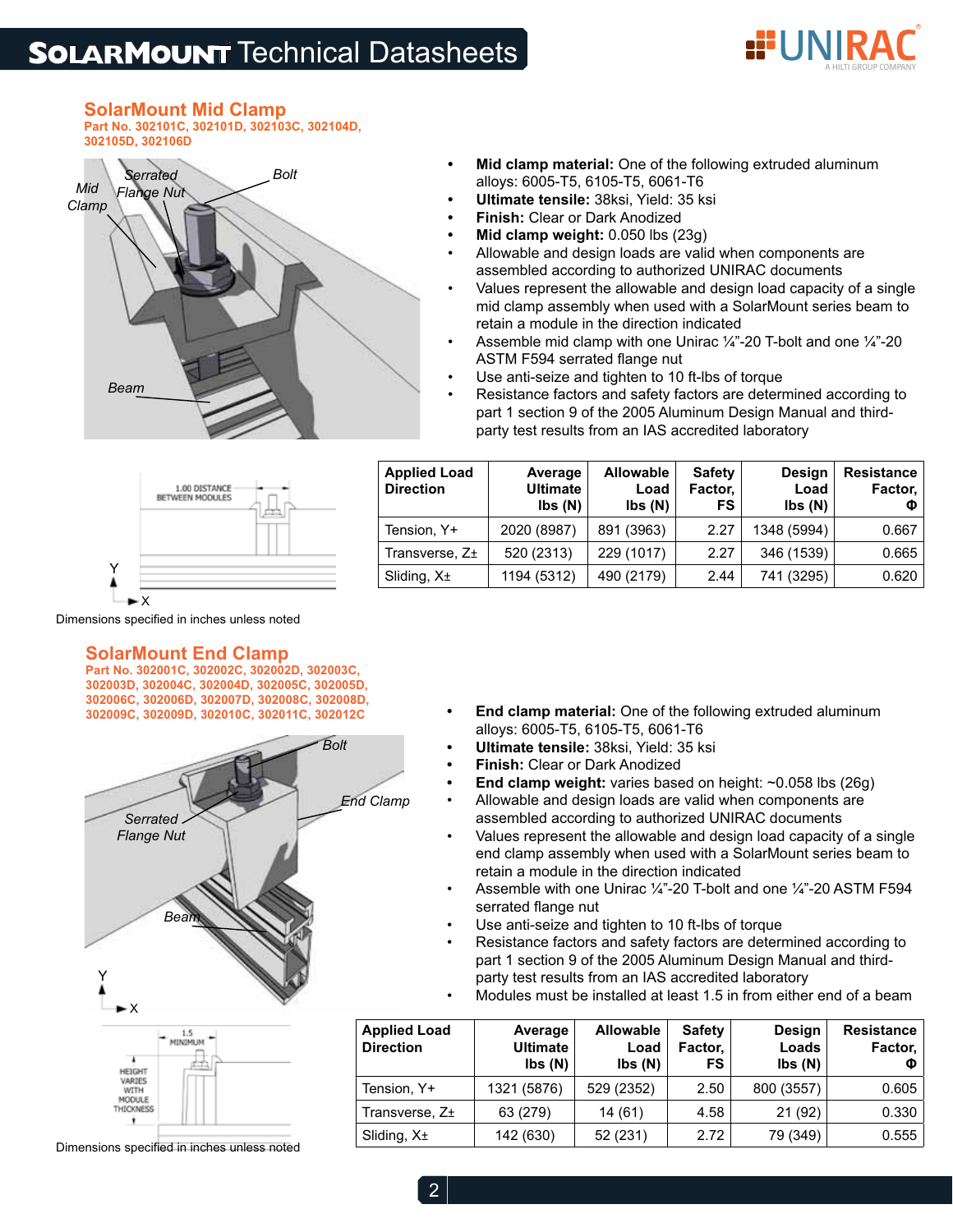## SolarMount Mid Clamp

**Part No. 302101C, 302101D, 302103C, 302104D, 302105D, 302106D**

- **Mid clamp material:** One of the following extruded aluminum alloys: 6005-T5, 6105-T5, 6061-T6
- **Ultimate tensile:** 38ksi, Yield: 35 ksi
- **Finish:** Clear or Dark Anodized
- **Mid clamp weight:** 0.050 lbs (23g)
- Allowable and design loads are valid when components are assembled according to authorized UNIRAC documents
- Values represent the allowable and design load capacity of a single mid clamp assembly when used with a SolarMount series beam to retain a module in the direction indicated
- Assemble mid clamp with one Unirac ¼"-20 T-bolt and one ¼"-20 ASTM F594 serrated flange nut
- Use anti-seize and tighten to 10 ft-lbs of torque
- Resistance factors and safety factors are determined according to part 1 section 9 of the 2005 Aluminum Design Manual and third-party test results from an IAS accredited laboratory

| Applied Load Direction | Average Ultimate lbs (N) | Allowable Load lbs (N) | Safety Factor, FS | Design Load lbs (N) | Resistance Factor, Φ |
|---|---|---|---|---|---|
| Tension, Y+ | 2020 (8987) | 891 (3963) | 2.27 | 1348 (5994) | 0.667 |
| Transverse, Z± | 520 (2313) | 229 (1017) | 2.27 | 346 (1539) | 0.665 |
| Sliding, X± | 1194 (5312) | 490 (2179) | 2.44 | 741 (3295) | 0.620 |

Dimensions specified in inches unless noted

## SolarMount End Clamp

**Part No. 302001C, 302002C, 302002D, 302003C, 302003D, 302004C, 302004D, 302005C, 302005D, 302006C, 302006D, 302007D, 302008C, 302008D, 302009C, 302009D, 302010C, 302011C, 302012C**

- **End clamp material:** One of the following extruded aluminum alloys: 6005-T5, 6105-T5, 6061-T6
- **Ultimate tensile:** 38ksi, Yield: 35 ksi
- **Finish:** Clear or Dark Anodized
- **End clamp weight:** varies based on height: ~0.058 lbs (26g)
- Allowable and design loads are valid when components are assembled according to authorized UNIRAC documents
- Values represent the allowable and design load capacity of a single end clamp assembly when used with a SolarMount series beam to retain a module in the direction indicated
- Assemble with one Unirac ¼"-20 T-bolt and one ¼"-20 ASTM F594 serrated flange nut
- Use anti-seize and tighten to 10 ft-lbs of torque
- Resistance factors and safety factors are determined according to part 1 section 9 of the 2005 Aluminum Design Manual and third-party test results from an IAS accredited laboratory
- Modules must be installed at least 1.5 in from either end of a beam

| Applied Load Direction | Average Ultimate lbs (N) | Allowable Load lbs (N) | Safety Factor, FS | Design Loads lbs (N) | Resistance Factor, Φ |
|---|---|---|---|---|---|
| Tension, Y+ | 1321 (5876) | 529 (2352) | 2.50 | 800 (3557) | 0.605 |
| Transverse, Z± | 63 (279) | 14 (61) | 4.58 | 21 (92) | 0.330 |
| Sliding, X± | 142 (630) | 52 (231) | 2.72 | 79 (349) | 0.555 |

Dimensions specified in inches unless noted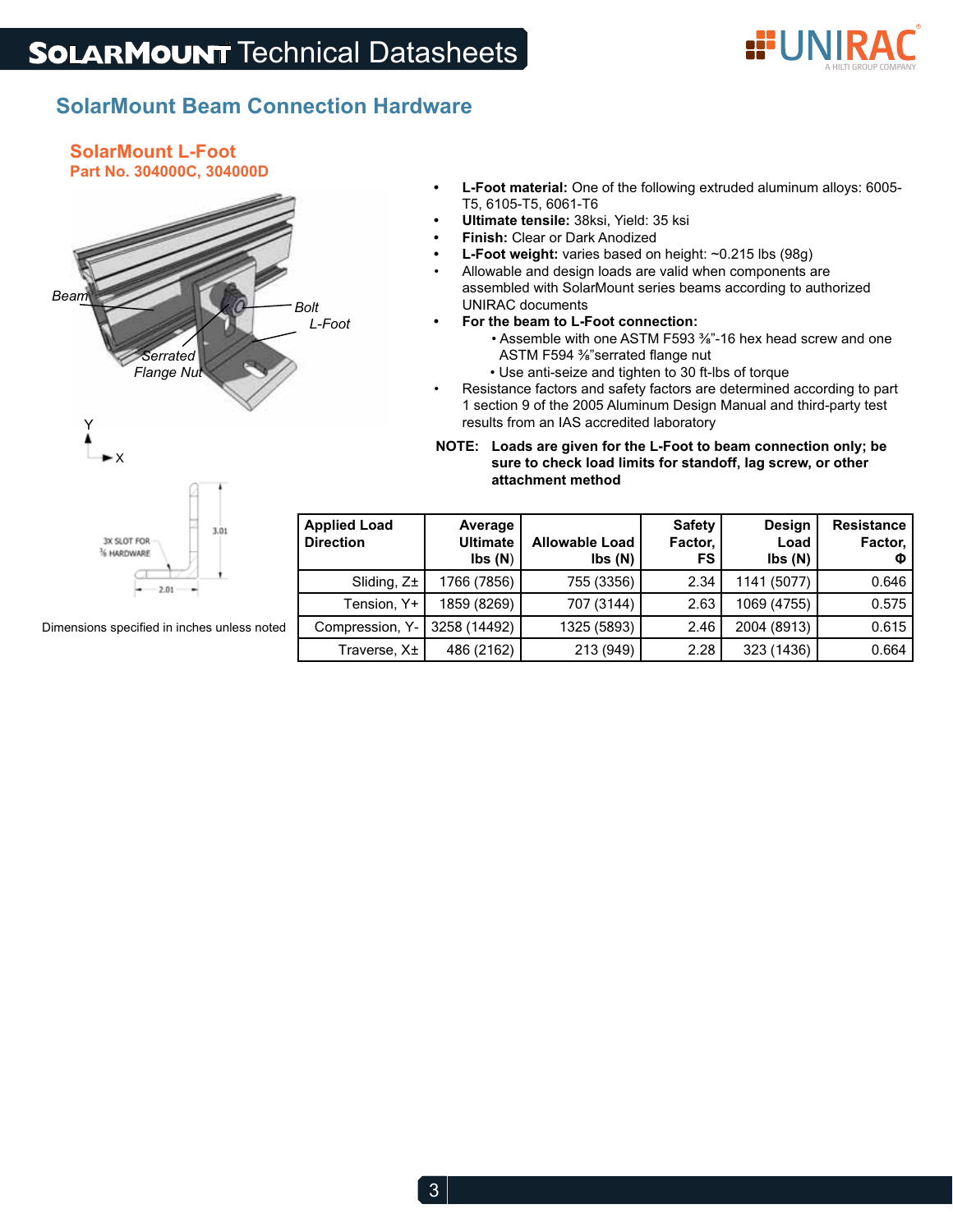## SolarMount Beam Connection Hardware

### SolarMount L-Foot

**Part No. 304000C, 304000D**

Beam

Bolt

L-Foot

Serrated Flange Nut

Y

X

3X SLOT FOR ⅜ HARDWARE

3.01

2.01

Dimensions specified in inches unless noted

- **L-Foot material:** One of the following extruded aluminum alloys: 6005-T5, 6105-T5, 6061-T6
- **Ultimate tensile:** 38ksi, Yield: 35 ksi
- **Finish:** Clear or Dark Anodized
- **L-Foot weight:** varies based on height: ~0.215 lbs (98g)
- Allowable and design loads are valid when components are assembled with SolarMount series beams according to authorized UNIRAC documents
- **For the beam to L-Foot connection:**
  - Assemble with one ASTM F593 ⅜"-16 hex head screw and one ASTM F594 ⅜"serrated flange nut
  - Use anti-seize and tighten to 30 ft-lbs of torque
- Resistance factors and safety factors are determined according to part 1 section 9 of the 2005 Aluminum Design Manual and third-party test results from an IAS accredited laboratory

**NOTE: Loads are given for the L-Foot to beam connection only; be sure to check load limits for standoff, lag screw, or other attachment method**

| Applied Load Direction | Average Ultimate lbs (N) | Allowable Load lbs (N) | Safety Factor, FS | Design Load lbs (N) | Resistance Factor, Φ |
|---|---|---|---|---|---|
| Sliding, Z± | 1766 (7856) | 755 (3356) | 2.34 | 1141 (5077) | 0.646 |
| Tension, Y+ | 1859 (8269) | 707 (3144) | 2.63 | 1069 (4755) | 0.575 |
| Compression, Y- | 3258 (14492) | 1325 (5893) | 2.46 | 2004 (8913) | 0.615 |
| Traverse, X± | 486 (2162) | 213 (949) | 2.28 | 323 (1436) | 0.664 |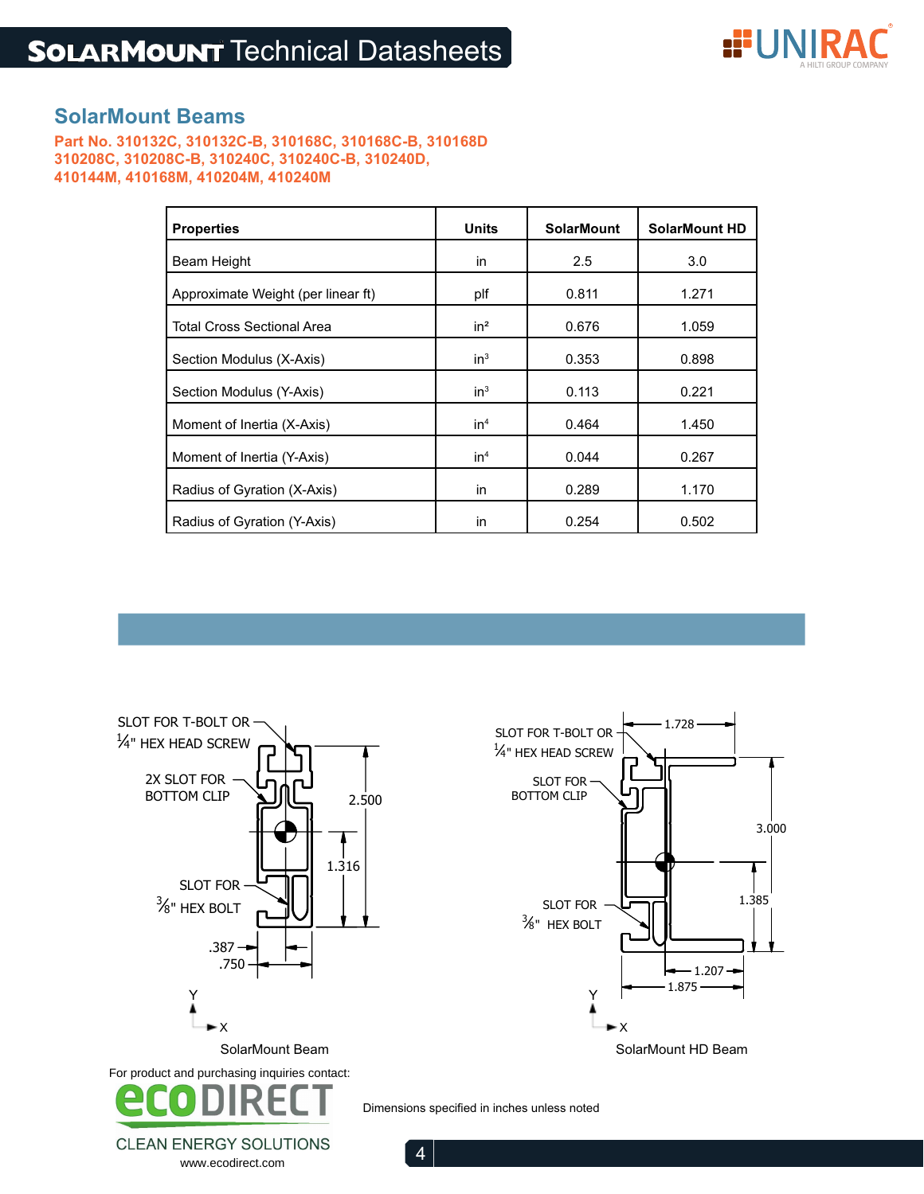## SolarMount Beams

**Part No. 310132C, 310132C-B, 310168C, 310168C-B, 310168D 310208C, 310208C-B, 310240C, 310240C-B, 310240D, 410144M, 410168M, 410204M, 410240M**

| Properties | Units | SolarMount | SolarMount HD |
|---|---|---|---|
| Beam Height | in | 2.5 | 3.0 |
| Approximate Weight (per linear ft) | plf | 0.811 | 1.271 |
| Total Cross Sectional Area | in² | 0.676 | 1.059 |
| Section Modulus (X-Axis) | in³ | 0.353 | 0.898 |
| Section Modulus (Y-Axis) | in³ | 0.113 | 0.221 |
| Moment of Inertia (X-Axis) | in⁴ | 0.464 | 1.450 |
| Moment of Inertia (Y-Axis) | in⁴ | 0.044 | 0.267 |
| Radius of Gyration (X-Axis) | in | 0.289 | 1.170 |
| Radius of Gyration (Y-Axis) | in | 0.254 | 0.502 |

SLOT FOR T-BOLT OR ¼" HEX HEAD SCREW

2X SLOT FOR BOTTOM CLIP

SLOT FOR ⅜" HEX BOLT

2.500

1.316

.387

.750

Y

X

SolarMount Beam

SLOT FOR T-BOLT OR ¼" HEX HEAD SCREW

SLOT FOR BOTTOM CLIP

SLOT FOR ⅜" HEX BOLT

1.728

3.000

1.385

1.207

1.875

Y

X

SolarMount HD Beam

Dimensions specified in inches unless noted

For product and purchasing inquiries contact:

ecoDIRECT

CLEAN ENERGY SOLUTIONS

www.ecodirect.com